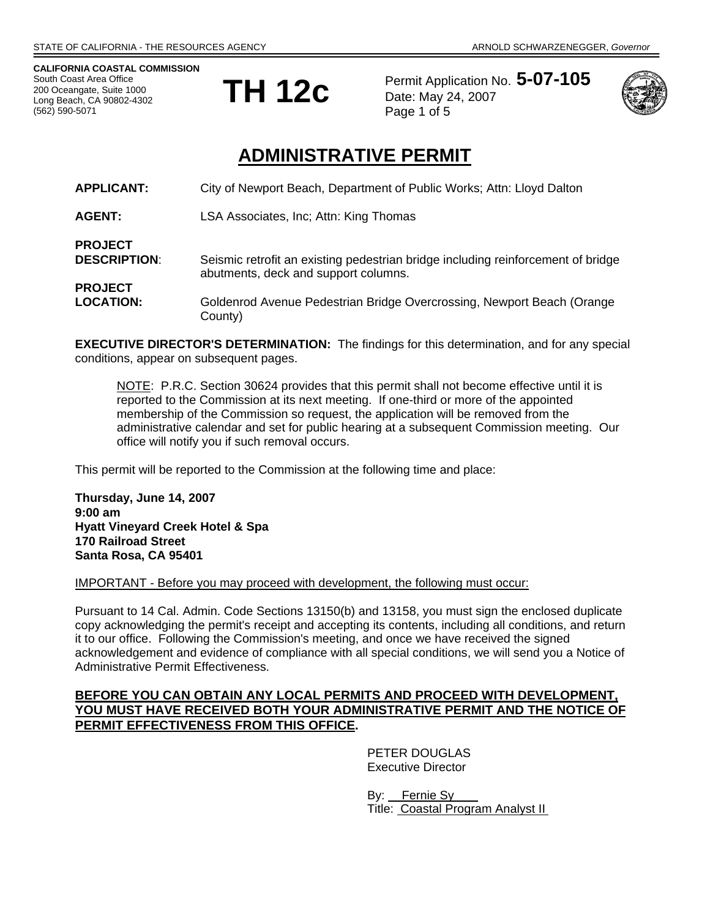STATE OF CALIFORNIA - THE RESOURCES AGENCY — ARNOLD SCHWARZENEGGER, *Governor*

**CALIFORNIA COASTAL COMMISSION**
South Coast Area Office
200 Oceangate, Suite 1000
Long Beach, CA 90802-4302
(562) 590-5071

# TH 12c

Permit Application No. **5-07-105**
Date: May 24, 2007
Page 1 of 5

# ADMINISTRATIVE PERMIT

**APPLICANT:** City of Newport Beach, Department of Public Works; Attn: Lloyd Dalton

**AGENT:** LSA Associates, Inc; Attn: King Thomas

**PROJECT DESCRIPTION:** Seismic retrofit an existing pedestrian bridge including reinforcement of bridge abutments, deck and support columns.

**PROJECT LOCATION:** Goldenrod Avenue Pedestrian Bridge Overcrossing, Newport Beach (Orange County)

**EXECUTIVE DIRECTOR'S DETERMINATION:** The findings for this determination, and for any special conditions, appear on subsequent pages.

> NOTE: P.R.C. Section 30624 provides that this permit shall not become effective until it is reported to the Commission at its next meeting. If one-third or more of the appointed membership of the Commission so request, the application will be removed from the administrative calendar and set for public hearing at a subsequent Commission meeting. Our office will notify you if such removal occurs.

This permit will be reported to the Commission at the following time and place:

**Thursday, June 14, 2007**
**9:00 am**
**Hyatt Vineyard Creek Hotel & Spa**
**170 Railroad Street**
**Santa Rosa, CA 95401**

IMPORTANT - Before you may proceed with development, the following must occur:

Pursuant to 14 Cal. Admin. Code Sections 13150(b) and 13158, you must sign the enclosed duplicate copy acknowledging the permit's receipt and accepting its contents, including all conditions, and return it to our office. Following the Commission's meeting, and once we have received the signed acknowledgement and evidence of compliance with all special conditions, we will send you a Notice of Administrative Permit Effectiveness.

**BEFORE YOU CAN OBTAIN ANY LOCAL PERMITS AND PROCEED WITH DEVELOPMENT, YOU MUST HAVE RECEIVED BOTH YOUR ADMINISTRATIVE PERMIT AND THE NOTICE OF PERMIT EFFECTIVENESS FROM THIS OFFICE.**

PETER DOUGLAS
Executive Director

By: Fernie Sy
Title: Coastal Program Analyst II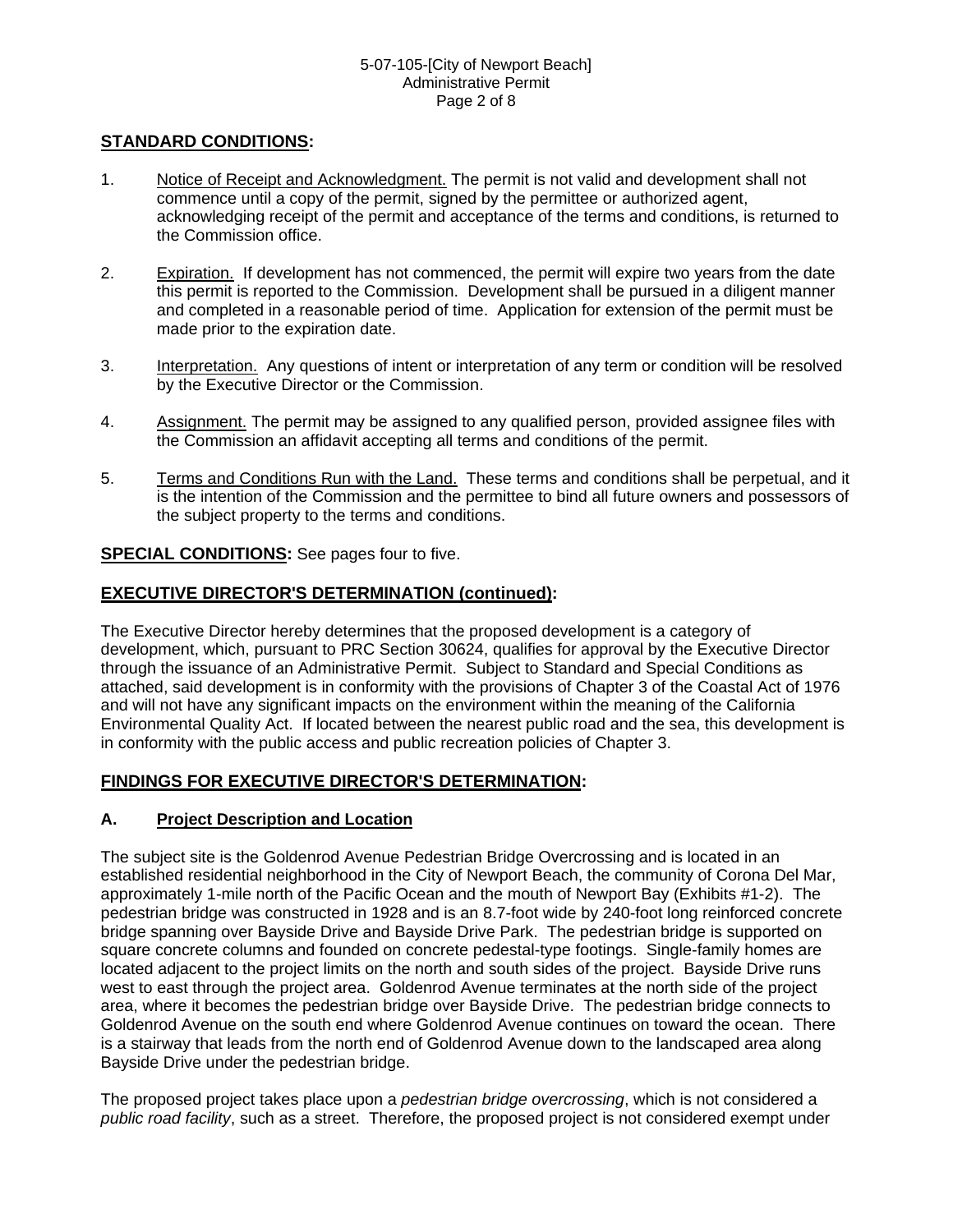## STANDARD CONDITIONS:

1. Notice of Receipt and Acknowledgment. The permit is not valid and development shall not commence until a copy of the permit, signed by the permittee or authorized agent, acknowledging receipt of the permit and acceptance of the terms and conditions, is returned to the Commission office.

2. Expiration. If development has not commenced, the permit will expire two years from the date this permit is reported to the Commission. Development shall be pursued in a diligent manner and completed in a reasonable period of time. Application for extension of the permit must be made prior to the expiration date.

3. Interpretation. Any questions of intent or interpretation of any term or condition will be resolved by the Executive Director or the Commission.

4. Assignment. The permit may be assigned to any qualified person, provided assignee files with the Commission an affidavit accepting all terms and conditions of the permit.

5. Terms and Conditions Run with the Land. These terms and conditions shall be perpetual, and it is the intention of the Commission and the permittee to bind all future owners and possessors of the subject property to the terms and conditions.

**SPECIAL CONDITIONS:** See pages four to five.

## EXECUTIVE DIRECTOR'S DETERMINATION (continued):

The Executive Director hereby determines that the proposed development is a category of development, which, pursuant to PRC Section 30624, qualifies for approval by the Executive Director through the issuance of an Administrative Permit. Subject to Standard and Special Conditions as attached, said development is in conformity with the provisions of Chapter 3 of the Coastal Act of 1976 and will not have any significant impacts on the environment within the meaning of the California Environmental Quality Act. If located between the nearest public road and the sea, this development is in conformity with the public access and public recreation policies of Chapter 3.

## FINDINGS FOR EXECUTIVE DIRECTOR'S DETERMINATION:

### A. Project Description and Location

The subject site is the Goldenrod Avenue Pedestrian Bridge Overcrossing and is located in an established residential neighborhood in the City of Newport Beach, the community of Corona Del Mar, approximately 1-mile north of the Pacific Ocean and the mouth of Newport Bay (Exhibits #1-2). The pedestrian bridge was constructed in 1928 and is an 8.7-foot wide by 240-foot long reinforced concrete bridge spanning over Bayside Drive and Bayside Drive Park. The pedestrian bridge is supported on square concrete columns and founded on concrete pedestal-type footings. Single-family homes are located adjacent to the project limits on the north and south sides of the project. Bayside Drive runs west to east through the project area. Goldenrod Avenue terminates at the north side of the project area, where it becomes the pedestrian bridge over Bayside Drive. The pedestrian bridge connects to Goldenrod Avenue on the south end where Goldenrod Avenue continues on toward the ocean. There is a stairway that leads from the north end of Goldenrod Avenue down to the landscaped area along Bayside Drive under the pedestrian bridge.

The proposed project takes place upon a *pedestrian bridge overcrossing*, which is not considered a *public road facility*, such as a street. Therefore, the proposed project is not considered exempt under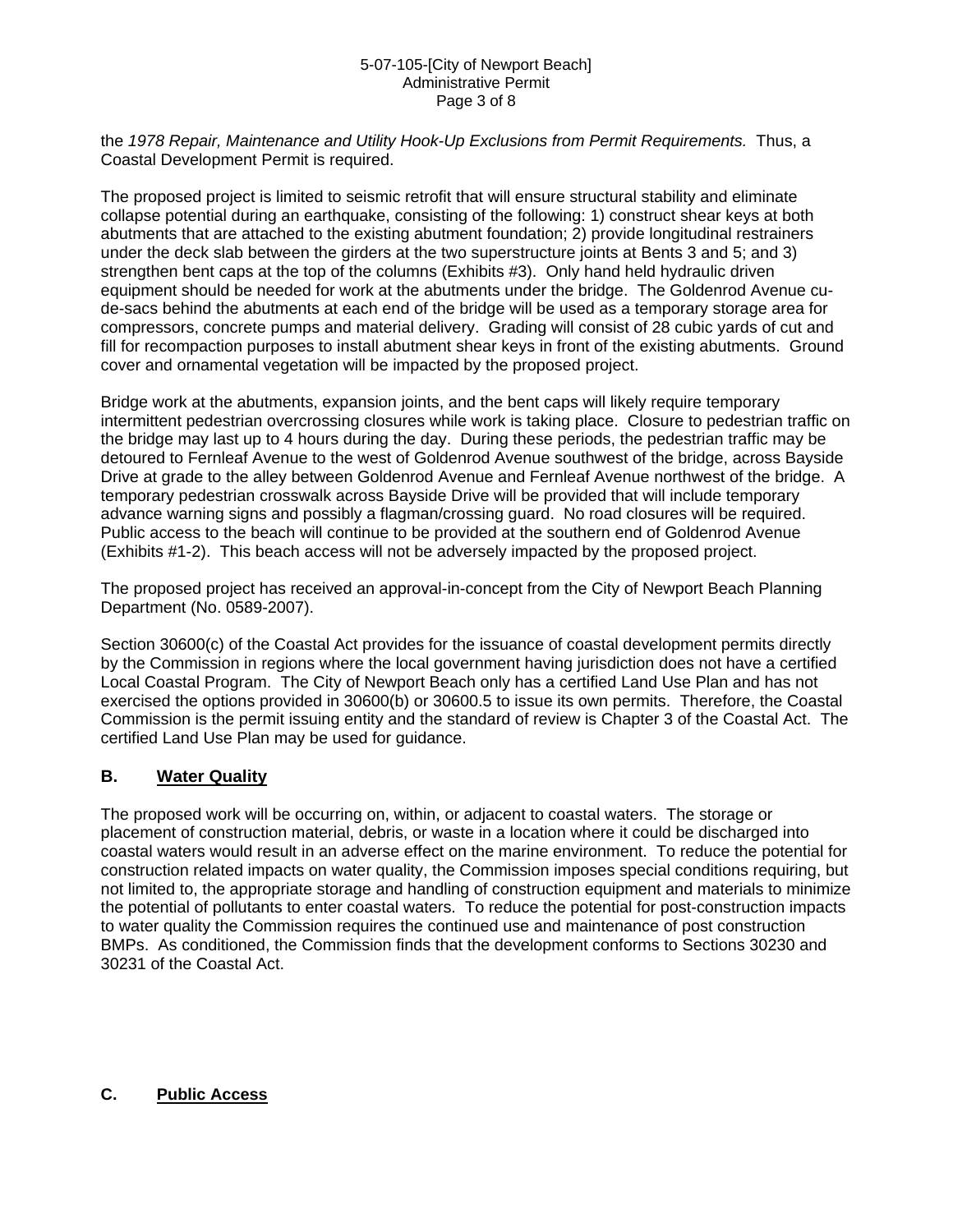the *1978 Repair, Maintenance and Utility Hook-Up Exclusions from Permit Requirements.* Thus, a Coastal Development Permit is required.

The proposed project is limited to seismic retrofit that will ensure structural stability and eliminate collapse potential during an earthquake, consisting of the following: 1) construct shear keys at both abutments that are attached to the existing abutment foundation; 2) provide longitudinal restrainers under the deck slab between the girders at the two superstructure joints at Bents 3 and 5; and 3) strengthen bent caps at the top of the columns (Exhibits #3). Only hand held hydraulic driven equipment should be needed for work at the abutments under the bridge. The Goldenrod Avenue cu-de-sacs behind the abutments at each end of the bridge will be used as a temporary storage area for compressors, concrete pumps and material delivery. Grading will consist of 28 cubic yards of cut and fill for recompaction purposes to install abutment shear keys in front of the existing abutments. Ground cover and ornamental vegetation will be impacted by the proposed project.

Bridge work at the abutments, expansion joints, and the bent caps will likely require temporary intermittent pedestrian overcrossing closures while work is taking place. Closure to pedestrian traffic on the bridge may last up to 4 hours during the day. During these periods, the pedestrian traffic may be detoured to Fernleaf Avenue to the west of Goldenrod Avenue southwest of the bridge, across Bayside Drive at grade to the alley between Goldenrod Avenue and Fernleaf Avenue northwest of the bridge. A temporary pedestrian crosswalk across Bayside Drive will be provided that will include temporary advance warning signs and possibly a flagman/crossing guard. No road closures will be required. Public access to the beach will continue to be provided at the southern end of Goldenrod Avenue (Exhibits #1-2). This beach access will not be adversely impacted by the proposed project.

The proposed project has received an approval-in-concept from the City of Newport Beach Planning Department (No. 0589-2007).

Section 30600(c) of the Coastal Act provides for the issuance of coastal development permits directly by the Commission in regions where the local government having jurisdiction does not have a certified Local Coastal Program. The City of Newport Beach only has a certified Land Use Plan and has not exercised the options provided in 30600(b) or 30600.5 to issue its own permits. Therefore, the Coastal Commission is the permit issuing entity and the standard of review is Chapter 3 of the Coastal Act. The certified Land Use Plan may be used for guidance.

## B. Water Quality

The proposed work will be occurring on, within, or adjacent to coastal waters. The storage or placement of construction material, debris, or waste in a location where it could be discharged into coastal waters would result in an adverse effect on the marine environment. To reduce the potential for construction related impacts on water quality, the Commission imposes special conditions requiring, but not limited to, the appropriate storage and handling of construction equipment and materials to minimize the potential of pollutants to enter coastal waters. To reduce the potential for post-construction impacts to water quality the Commission requires the continued use and maintenance of post construction BMPs. As conditioned, the Commission finds that the development conforms to Sections 30230 and 30231 of the Coastal Act.

## C. Public Access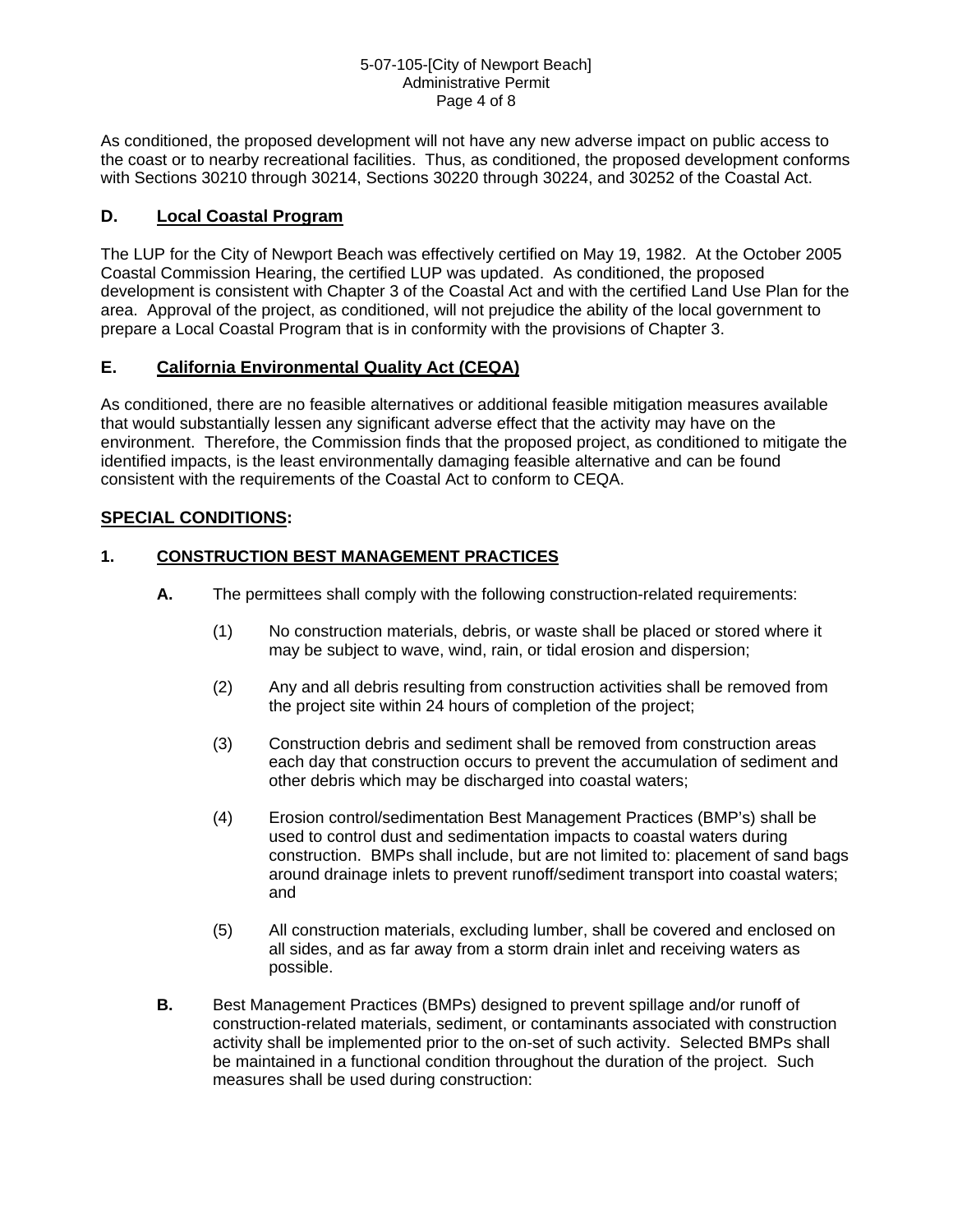As conditioned, the proposed development will not have any new adverse impact on public access to the coast or to nearby recreational facilities. Thus, as conditioned, the proposed development conforms with Sections 30210 through 30214, Sections 30220 through 30224, and 30252 of the Coastal Act.

## D. <u>Local Coastal Program</u>

The LUP for the City of Newport Beach was effectively certified on May 19, 1982. At the October 2005 Coastal Commission Hearing, the certified LUP was updated. As conditioned, the proposed development is consistent with Chapter 3 of the Coastal Act and with the certified Land Use Plan for the area. Approval of the project, as conditioned, will not prejudice the ability of the local government to prepare a Local Coastal Program that is in conformity with the provisions of Chapter 3.

## E. <u>California Environmental Quality Act (CEQA)</u>

As conditioned, there are no feasible alternatives or additional feasible mitigation measures available that would substantially lessen any significant adverse effect that the activity may have on the environment. Therefore, the Commission finds that the proposed project, as conditioned to mitigate the identified impacts, is the least environmentally damaging feasible alternative and can be found consistent with the requirements of the Coastal Act to conform to CEQA.

## <u>SPECIAL CONDITIONS</u>:

### 1. <u>CONSTRUCTION BEST MANAGEMENT PRACTICES</u>

**A.** The permittees shall comply with the following construction-related requirements:

(1) No construction materials, debris, or waste shall be placed or stored where it may be subject to wave, wind, rain, or tidal erosion and dispersion;

(2) Any and all debris resulting from construction activities shall be removed from the project site within 24 hours of completion of the project;

(3) Construction debris and sediment shall be removed from construction areas each day that construction occurs to prevent the accumulation of sediment and other debris which may be discharged into coastal waters;

(4) Erosion control/sedimentation Best Management Practices (BMP's) shall be used to control dust and sedimentation impacts to coastal waters during construction. BMPs shall include, but are not limited to: placement of sand bags around drainage inlets to prevent runoff/sediment transport into coastal waters; and

(5) All construction materials, excluding lumber, shall be covered and enclosed on all sides, and as far away from a storm drain inlet and receiving waters as possible.

**B.** Best Management Practices (BMPs) designed to prevent spillage and/or runoff of construction-related materials, sediment, or contaminants associated with construction activity shall be implemented prior to the on-set of such activity. Selected BMPs shall be maintained in a functional condition throughout the duration of the project. Such measures shall be used during construction: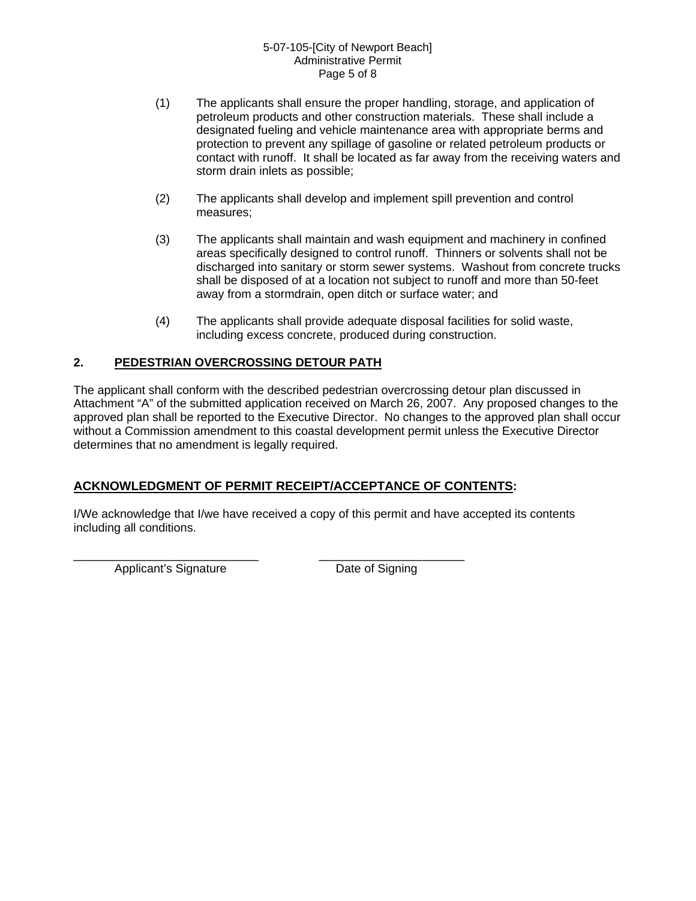(1) The applicants shall ensure the proper handling, storage, and application of petroleum products and other construction materials. These shall include a designated fueling and vehicle maintenance area with appropriate berms and protection to prevent any spillage of gasoline or related petroleum products or contact with runoff. It shall be located as far away from the receiving waters and storm drain inlets as possible;

(2) The applicants shall develop and implement spill prevention and control measures;

(3) The applicants shall maintain and wash equipment and machinery in confined areas specifically designed to control runoff. Thinners or solvents shall not be discharged into sanitary or storm sewer systems. Washout from concrete trucks shall be disposed of at a location not subject to runoff and more than 50-feet away from a stormdrain, open ditch or surface water; and

(4) The applicants shall provide adequate disposal facilities for solid waste, including excess concrete, produced during construction.

**2. <u>PEDESTRIAN OVERCROSSING DETOUR PATH</u>**

The applicant shall conform with the described pedestrian overcrossing detour plan discussed in Attachment "A" of the submitted application received on March 26, 2007. Any proposed changes to the approved plan shall be reported to the Executive Director. No changes to the approved plan shall occur without a Commission amendment to this coastal development permit unless the Executive Director determines that no amendment is legally required.

**<u>ACKNOWLEDGMENT OF PERMIT RECEIPT/ACCEPTANCE OF CONTENTS</u>:**

I/We acknowledge that I/we have received a copy of this permit and have accepted its contents including all conditions.

\_\_\_\_\_\_\_\_\_\_\_\_\_\_\_\_\_\_\_\_\_\_\_\_\_\_\_\_ \_\_\_\_\_\_\_\_\_\_\_\_\_\_\_\_\_\_\_\_\_\_

Applicant's Signature Date of Signing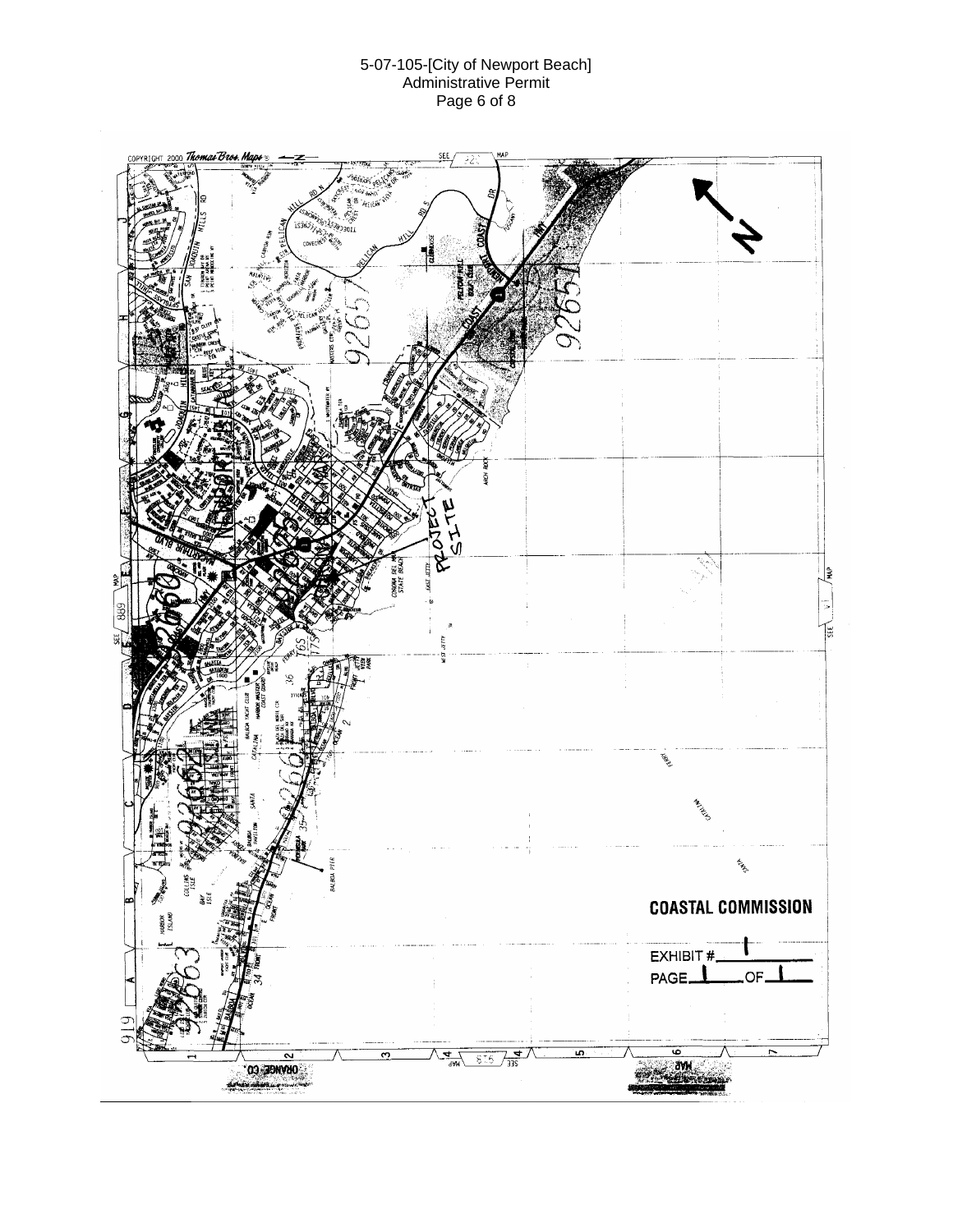COPYRIGHT 2000 Thomas Bros. Maps

PROJECT SITE

COASTAL COMMISSION

EXHIBIT # 1

PAGE 1 OF 1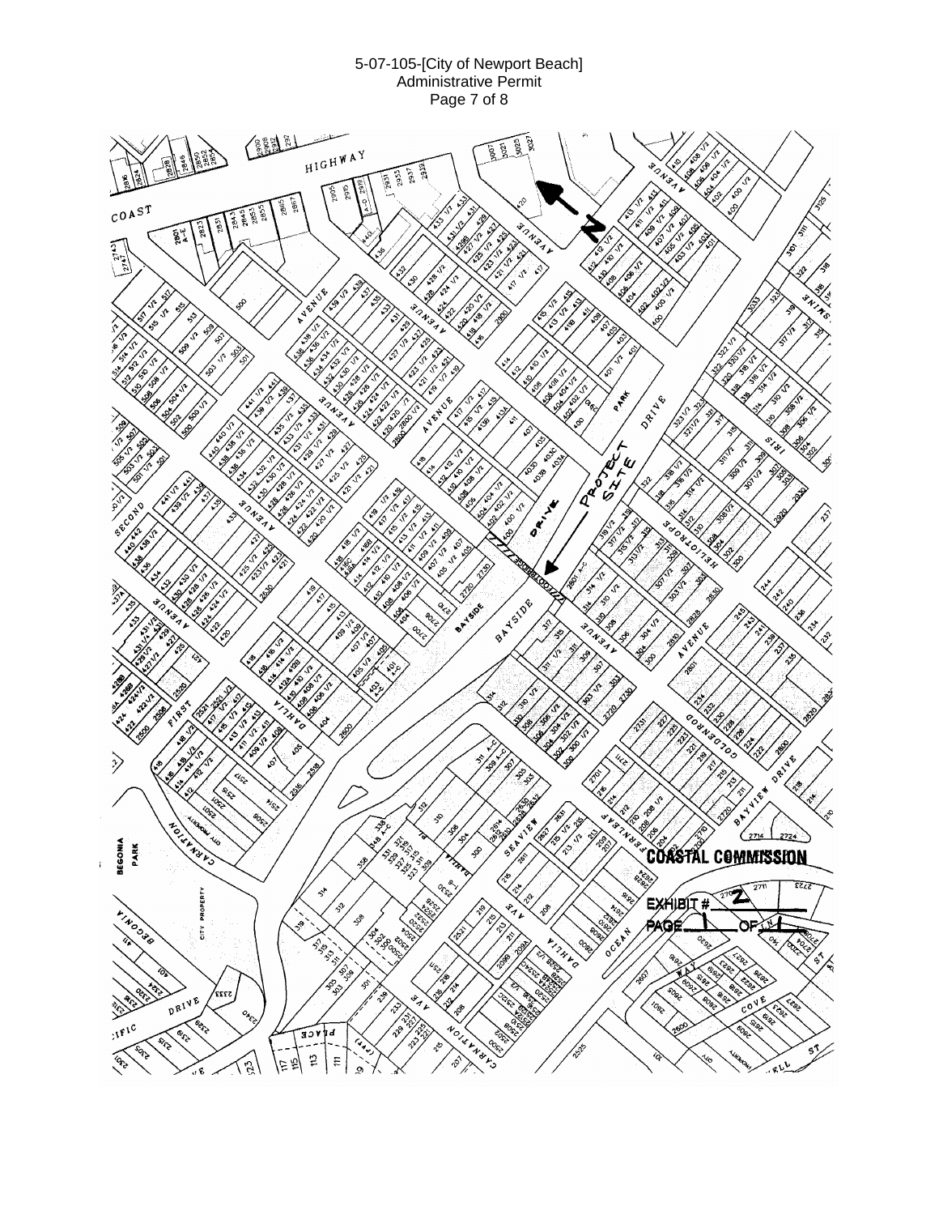5-07-105-[City of Newport Beach]
Administrative Permit

HIGHWAY

COAST

PROJECT SITE

HELIOTROPE

BAYSIDE DRIVE

AVENUE

PARK

IRIS

SECOND

FIRST

DAHLIA

CARNATION

GOLDENROD

BAYVIEW DRIVE

FERNLEAF

SEAVIEW

OCEAN

BEGONIA PARK

CITY PROPERTY

COVE

COASTAL COMMISSION

EXHIBIT # 1

PAGE 1 OF 1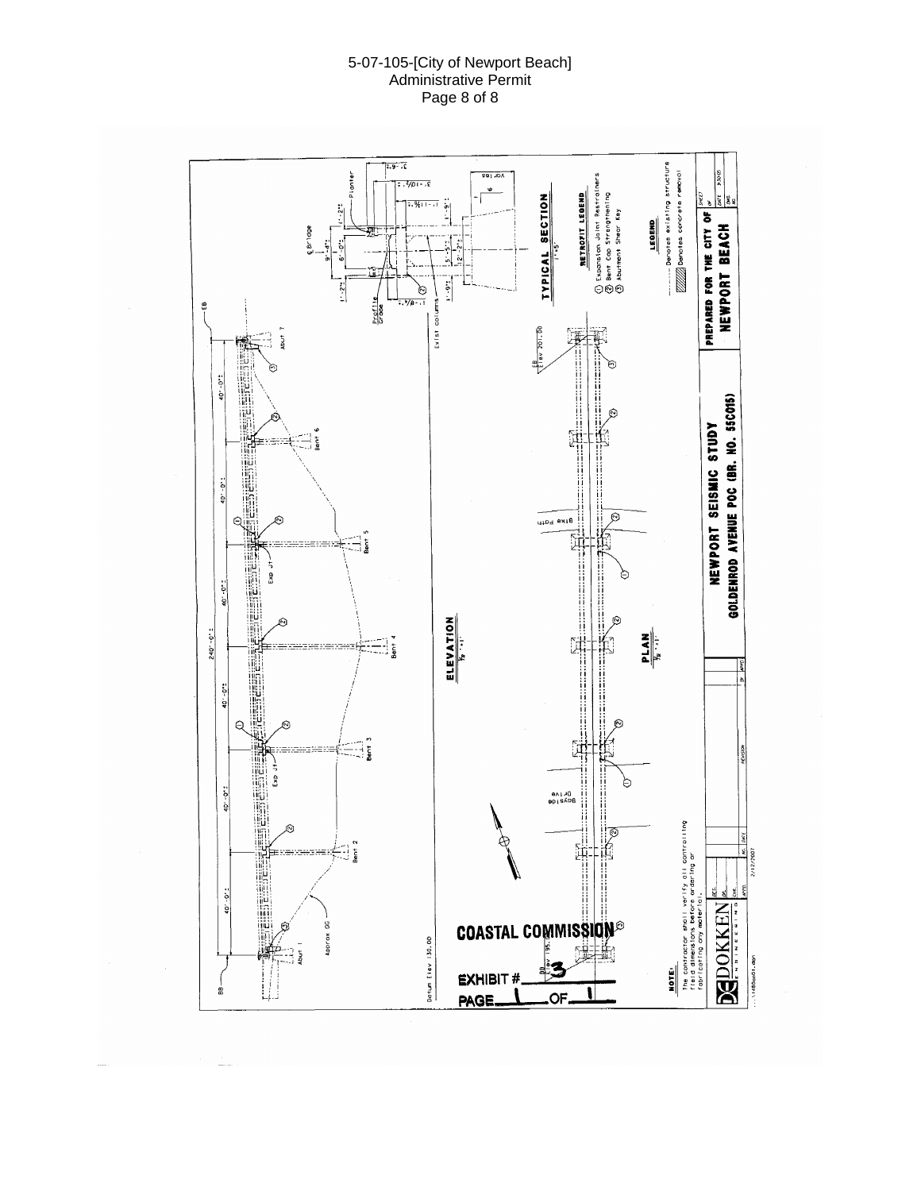NEWPORT SEISMIC STUDY

GOLDENROD AVENUE POC (BR. NO. 55C015)

PREPARED FOR THE CITY OF NEWPORT BEACH

TYPICAL SECTION

ELEVATION

PLAN

RETROFIT LEGEND

1. Expansion Joint Restrainers
2. Bent Cap Strengthening
3. Abutment Shear Key

LEGEND

- - - - Denotes existing structure
Denotes concrete removal

NOTE:
The contractor shall verify all controlling field dimensions before ordering or fabricating any material.

Abut 1 | Bent 2 | Bent 3 | Bent 4 | Bent 5 | Bent 6 | Abut 7

Exp Jt | Exp Jt

240'-0"± | 40'-0"± | 40'-0"± | 40'-0"± | 40'-0"± | 40'-0"± | 40'-0"±

Datum Elev 130.00

Approx OG

BB Elev 195.00 | EB Elev 201.00

Bayside Drive | Bike Path

¢ Bridge | Planter | Profile Grade | Exist columns

DOKKEN ENGINEERING

COASTAL COMMISSION

EXHIBIT # 3

PAGE 1 OF 1